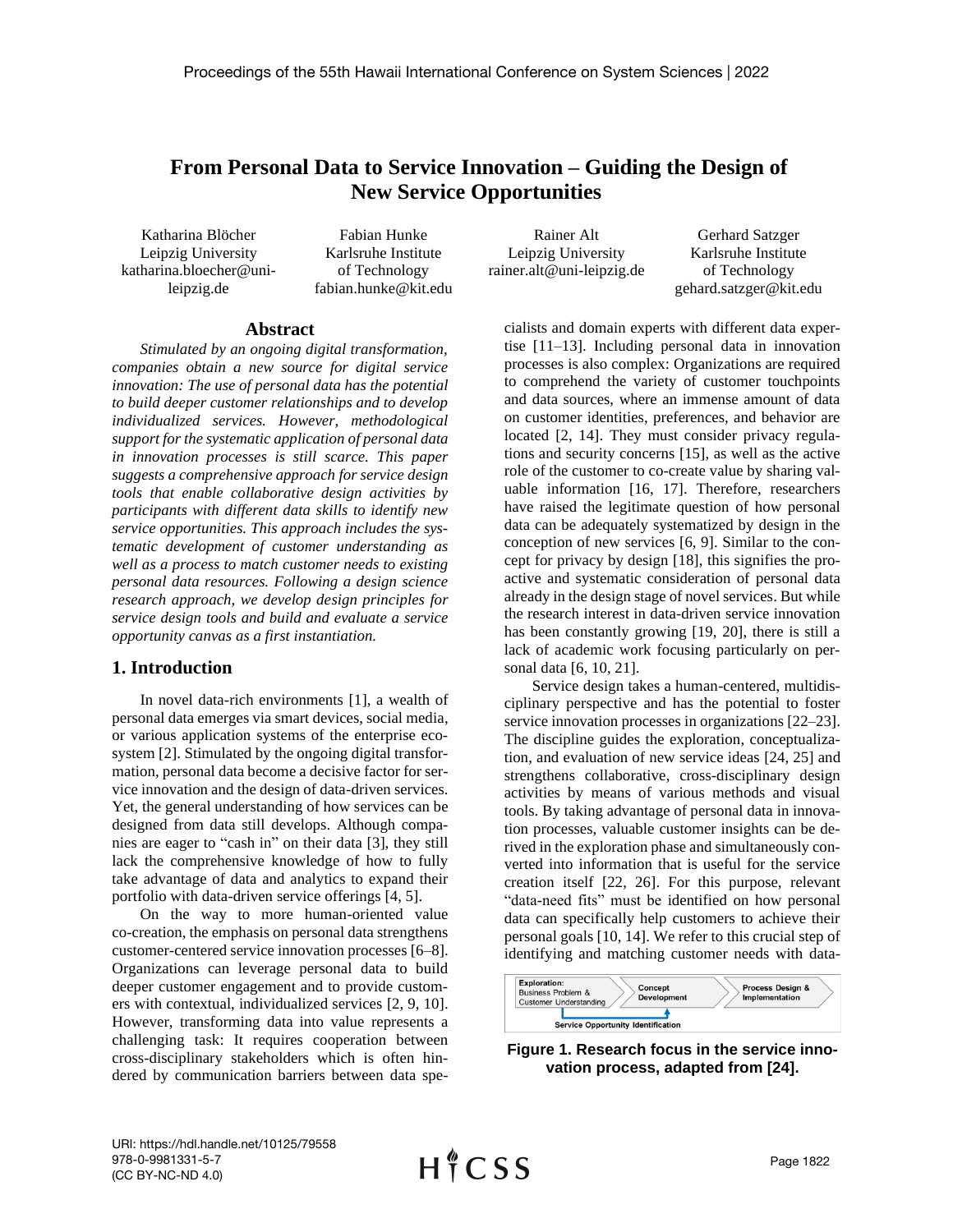# From Personal Data to Service Innovation – Guiding the Design of New Service Opportunities

Katharina Blöcher
Leipzig University
katharina.bloecher@uni-leipzig.de

Fabian Hunke
Karlsruhe Institute of Technology
fabian.hunke@kit.edu

Rainer Alt
Leipzig University
rainer.alt@uni-leipzig.de

Gerhard Satzger
Karlsruhe Institute of Technology
gehard.satzger@kit.edu

## Abstract

*Stimulated by an ongoing digital transformation, companies obtain a new source for digital service innovation: The use of personal data has the potential to build deeper customer relationships and to develop individualized services. However, methodological support for the systematic application of personal data in innovation processes is still scarce. This paper suggests a comprehensive approach for service design tools that enable collaborative design activities by participants with different data skills to identify new service opportunities. This approach includes the systematic development of customer understanding as well as a process to match customer needs to existing personal data resources. Following a design science research approach, we develop design principles for service design tools and build and evaluate a service opportunity canvas as a first instantiation.*

## 1. Introduction

In novel data-rich environments [1], a wealth of personal data emerges via smart devices, social media, or various application systems of the enterprise ecosystem [2]. Stimulated by the ongoing digital transformation, personal data become a decisive factor for service innovation and the design of data-driven services. Yet, the general understanding of how services can be designed from data still develops. Although companies are eager to "cash in" on their data [3], they still lack the comprehensive knowledge of how to fully take advantage of data and analytics to expand their portfolio with data-driven service offerings [4, 5].

On the way to more human-oriented value co-creation, the emphasis on personal data strengthens customer-centered service innovation processes [6–8]. Organizations can leverage personal data to build deeper customer engagement and to provide customers with contextual, individualized services [2, 9, 10]. However, transforming data into value represents a challenging task: It requires cooperation between cross-disciplinary stakeholders which is often hindered by communication barriers between data specialists and domain experts with different data expertise [11–13]. Including personal data in innovation processes is also complex: Organizations are required to comprehend the variety of customer touchpoints and data sources, where an immense amount of data on customer identities, preferences, and behavior are located [2, 14]. They must consider privacy regulations and security concerns [15], as well as the active role of the customer to co-create value by sharing valuable information [16, 17]. Therefore, researchers have raised the legitimate question of how personal data can be adequately systematized by design in the conception of new services [6, 9]. Similar to the concept for privacy by design [18], this signifies the proactive and systematic consideration of personal data already in the design stage of novel services. But while the research interest in data-driven service innovation has been constantly growing [19, 20], there is still a lack of academic work focusing particularly on personal data [6, 10, 21].

Service design takes a human-centered, multidisciplinary perspective and has the potential to foster service innovation processes in organizations [22–23]. The discipline guides the exploration, conceptualization, and evaluation of new service ideas [24, 25] and strengthens collaborative, cross-disciplinary design activities by means of various methods and visual tools. By taking advantage of personal data in innovation processes, valuable customer insights can be derived in the exploration phase and simultaneously converted into information that is useful for the service creation itself [22, 26]. For this purpose, relevant "data-need fits" must be identified on how personal data can specifically help customers to achieve their personal goals [10, 14]. We refer to this crucial step of identifying and matching customer needs with data-

Exploration: Business Problem & Customer Understanding → Concept Development → Process Design & Implementation; Service Opportunity Identification

**Figure 1. Research focus in the service innovation process, adapted from [24].**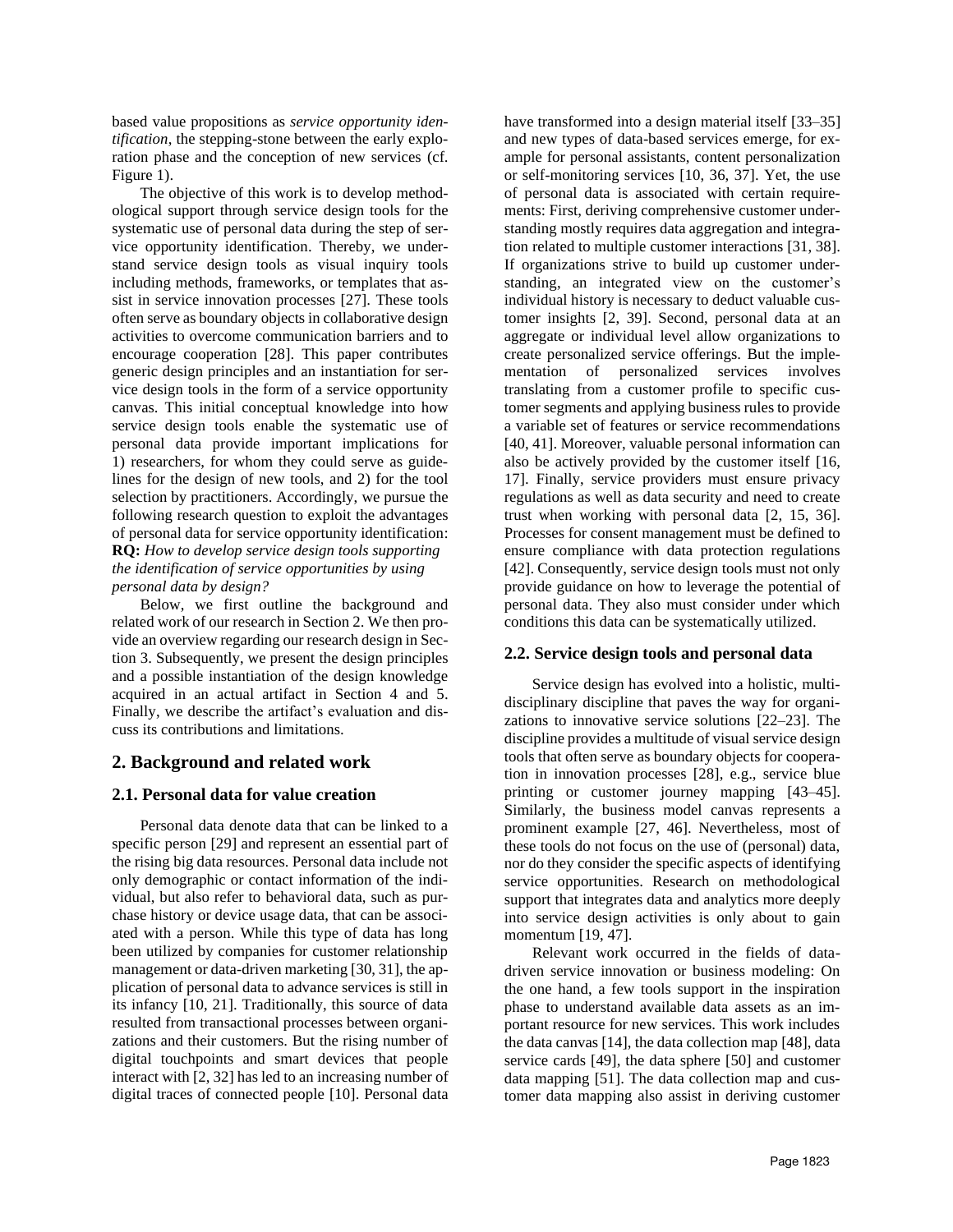based value propositions as *service opportunity identification*, the stepping-stone between the early exploration phase and the conception of new services (cf. Figure 1).

The objective of this work is to develop methodological support through service design tools for the systematic use of personal data during the step of service opportunity identification. Thereby, we understand service design tools as visual inquiry tools including methods, frameworks, or templates that assist in service innovation processes [27]. These tools often serve as boundary objects in collaborative design activities to overcome communication barriers and to encourage cooperation [28]. This paper contributes generic design principles and an instantiation for service design tools in the form of a service opportunity canvas. This initial conceptual knowledge into how service design tools enable the systematic use of personal data provide important implications for 1) researchers, for whom they could serve as guidelines for the design of new tools, and 2) for the tool selection by practitioners. Accordingly, we pursue the following research question to exploit the advantages of personal data for service opportunity identification:

**RQ:** *How to develop service design tools supporting the identification of service opportunities by using personal data by design?*

Below, we first outline the background and related work of our research in Section 2. We then provide an overview regarding our research design in Section 3. Subsequently, we present the design principles and a possible instantiation of the design knowledge acquired in an actual artifact in Section 4 and 5. Finally, we describe the artifact's evaluation and discuss its contributions and limitations.

## 2. Background and related work

### 2.1. Personal data for value creation

Personal data denote data that can be linked to a specific person [29] and represent an essential part of the rising big data resources. Personal data include not only demographic or contact information of the individual, but also refer to behavioral data, such as purchase history or device usage data, that can be associated with a person. While this type of data has long been utilized by companies for customer relationship management or data-driven marketing [30, 31], the application of personal data to advance services is still in its infancy [10, 21]. Traditionally, this source of data resulted from transactional processes between organizations and their customers. But the rising number of digital touchpoints and smart devices that people interact with [2, 32] has led to an increasing number of digital traces of connected people [10]. Personal data have transformed into a design material itself [33–35] and new types of data-based services emerge, for example for personal assistants, content personalization or self-monitoring services [10, 36, 37]. Yet, the use of personal data is associated with certain requirements: First, deriving comprehensive customer understanding mostly requires data aggregation and integration related to multiple customer interactions [31, 38]. If organizations strive to build up customer understanding, an integrated view on the customer's individual history is necessary to deduct valuable customer insights [2, 39]. Second, personal data at an aggregate or individual level allow organizations to create personalized service offerings. But the implementation of personalized services involves translating from a customer profile to specific customer segments and applying business rules to provide a variable set of features or service recommendations [40, 41]. Moreover, valuable personal information can also be actively provided by the customer itself [16, 17]. Finally, service providers must ensure privacy regulations as well as data security and need to create trust when working with personal data [2, 15, 36]. Processes for consent management must be defined to ensure compliance with data protection regulations [42]. Consequently, service design tools must not only provide guidance on how to leverage the potential of personal data. They also must consider under which conditions this data can be systematically utilized.

### 2.2. Service design tools and personal data

Service design has evolved into a holistic, multidisciplinary discipline that paves the way for organizations to innovative service solutions [22–23]. The discipline provides a multitude of visual service design tools that often serve as boundary objects for cooperation in innovation processes [28], e.g., service blue printing or customer journey mapping [43–45]. Similarly, the business model canvas represents a prominent example [27, 46]. Nevertheless, most of these tools do not focus on the use of (personal) data, nor do they consider the specific aspects of identifying service opportunities. Research on methodological support that integrates data and analytics more deeply into service design activities is only about to gain momentum [19, 47].

Relevant work occurred in the fields of data-driven service innovation or business modeling: On the one hand, a few tools support in the inspiration phase to understand available data assets as an important resource for new services. This work includes the data canvas [14], the data collection map [48], data service cards [49], the data sphere [50] and customer data mapping [51]. The data collection map and customer data mapping also assist in deriving customer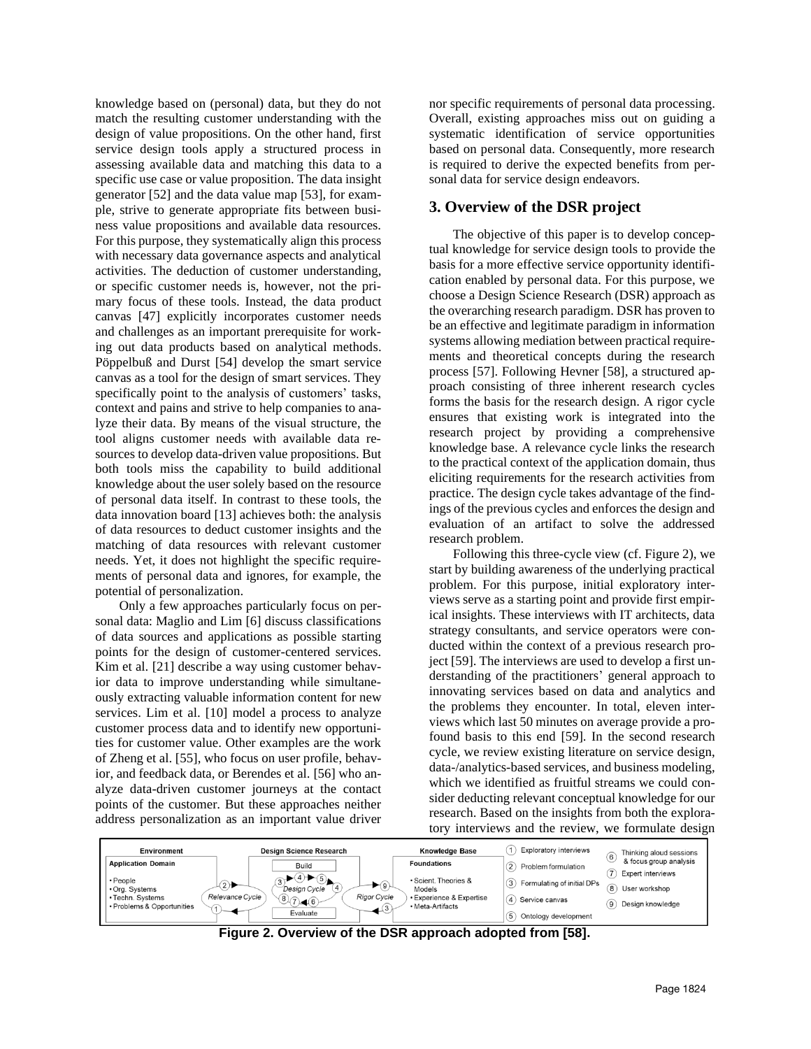knowledge based on (personal) data, but they do not match the resulting customer understanding with the design of value propositions. On the other hand, first service design tools apply a structured process in assessing available data and matching this data to a specific use case or value proposition. The data insight generator [52] and the data value map [53], for example, strive to generate appropriate fits between business value propositions and available data resources. For this purpose, they systematically align this process with necessary data governance aspects and analytical activities. The deduction of customer understanding, or specific customer needs is, however, not the primary focus of these tools. Instead, the data product canvas [47] explicitly incorporates customer needs and challenges as an important prerequisite for working out data products based on analytical methods. Pöppelbuß and Durst [54] develop the smart service canvas as a tool for the design of smart services. They specifically point to the analysis of customers' tasks, context and pains and strive to help companies to analyze their data. By means of the visual structure, the tool aligns customer needs with available data resources to develop data-driven value propositions. But both tools miss the capability to build additional knowledge about the user solely based on the resource of personal data itself. In contrast to these tools, the data innovation board [13] achieves both: the analysis of data resources to deduct customer insights and the matching of data resources with relevant customer needs. Yet, it does not highlight the specific requirements of personal data and ignores, for example, the potential of personalization.

Only a few approaches particularly focus on personal data: Maglio and Lim [6] discuss classifications of data sources and applications as possible starting points for the design of customer-centered services. Kim et al. [21] describe a way using customer behavior data to improve understanding while simultaneously extracting valuable information content for new services. Lim et al. [10] model a process to analyze customer process data and to identify new opportunities for customer value. Other examples are the work of Zheng et al. [55], who focus on user profile, behavior, and feedback data, or Berendes et al. [56] who analyze data-driven customer journeys at the contact points of the customer. But these approaches neither address personalization as an important value driver nor specific requirements of personal data processing. Overall, existing approaches miss out on guiding a systematic identification of service opportunities based on personal data. Consequently, more research is required to derive the expected benefits from personal data for service design endeavors.

## 3. Overview of the DSR project

The objective of this paper is to develop conceptual knowledge for service design tools to provide the basis for a more effective service opportunity identification enabled by personal data. For this purpose, we choose a Design Science Research (DSR) approach as the overarching research paradigm. DSR has proven to be an effective and legitimate paradigm in information systems allowing mediation between practical requirements and theoretical concepts during the research process [57]. Following Hevner [58], a structured approach consisting of three inherent research cycles forms the basis for the research design. A rigor cycle ensures that existing work is integrated into the research project by providing a comprehensive knowledge base. A relevance cycle links the research to the practical context of the application domain, thus eliciting requirements for the research activities from practice. The design cycle takes advantage of the findings of the previous cycles and enforces the design and evaluation of an artifact to solve the addressed research problem.

Following this three-cycle view (cf. Figure 2), we start by building awareness of the underlying practical problem. For this purpose, initial exploratory interviews serve as a starting point and provide first empirical insights. These interviews with IT architects, data strategy consultants, and service operators were conducted within the context of a previous research project [59]. The interviews are used to develop a first understanding of the practitioners' general approach to innovating services based on data and analytics and the problems they encounter. In total, eleven interviews which last 50 minutes on average provide a profound basis to this end [59]. In the second research cycle, we review existing literature on service design, data-/analytics-based services, and business modeling, which we identified as fruitful streams we could consider deducting relevant conceptual knowledge for our research. Based on the insights from both the exploratory interviews and the review, we formulate design

| Environment | | Design Science Research | | Knowledge Base | | |
|---|---|---|---|---|---|---|
| **Application Domain**<br>• People<br>• Org. Systems<br>• Techn. Systems<br>• Problems & Opportunities | Relevance Cycle (1), (2) | Build (3) (4) (5)<br>Design Cycle (4)<br>(8) (7) (6) Evaluate | Rigor Cycle (3), (9) | **Foundations**<br>• Scient. Theories & Models<br>• Experience & Expertise<br>• Meta-Artifacts | (1) Exploratory interviews<br>(2) Problem formulation<br>(3) Formulating of initial DPs<br>(4) Service canvas<br>(5) Ontology development | (6) Thinking aloud sessions & focus group analysis<br>(7) Expert interviews<br>(8) User workshop<br>(9) Design knowledge |

**Figure 2. Overview of the DSR approach adopted from [58].**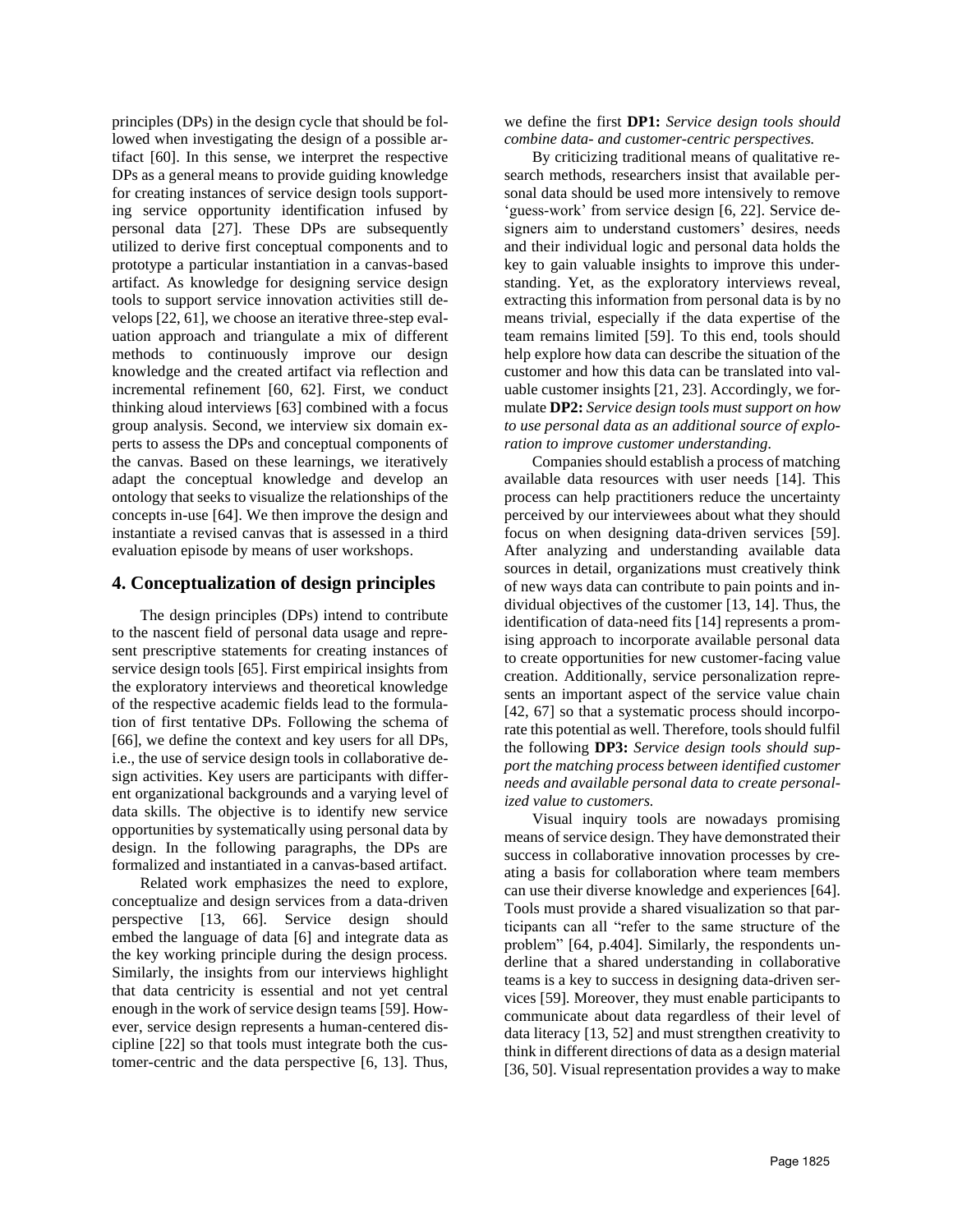principles (DPs) in the design cycle that should be followed when investigating the design of a possible artifact [60]. In this sense, we interpret the respective DPs as a general means to provide guiding knowledge for creating instances of service design tools supporting service opportunity identification infused by personal data [27]. These DPs are subsequently utilized to derive first conceptual components and to prototype a particular instantiation in a canvas-based artifact. As knowledge for designing service design tools to support service innovation activities still develops [22, 61], we choose an iterative three-step evaluation approach and triangulate a mix of different methods to continuously improve our design knowledge and the created artifact via reflection and incremental refinement [60, 62]. First, we conduct thinking aloud interviews [63] combined with a focus group analysis. Second, we interview six domain experts to assess the DPs and conceptual components of the canvas. Based on these learnings, we iteratively adapt the conceptual knowledge and develop an ontology that seeks to visualize the relationships of the concepts in-use [64]. We then improve the design and instantiate a revised canvas that is assessed in a third evaluation episode by means of user workshops.

## 4. Conceptualization of design principles

The design principles (DPs) intend to contribute to the nascent field of personal data usage and represent prescriptive statements for creating instances of service design tools [65]. First empirical insights from the exploratory interviews and theoretical knowledge of the respective academic fields lead to the formulation of first tentative DPs. Following the schema of [66], we define the context and key users for all DPs, i.e., the use of service design tools in collaborative design activities. Key users are participants with different organizational backgrounds and a varying level of data skills. The objective is to identify new service opportunities by systematically using personal data by design. In the following paragraphs, the DPs are formalized and instantiated in a canvas-based artifact.

Related work emphasizes the need to explore, conceptualize and design services from a data-driven perspective [13, 66]. Service design should embed the language of data [6] and integrate data as the key working principle during the design process. Similarly, the insights from our interviews highlight that data centricity is essential and not yet central enough in the work of service design teams [59]. However, service design represents a human-centered discipline [22] so that tools must integrate both the customer-centric and the data perspective [6, 13]. Thus, we define the first **DP1:** *Service design tools should combine data- and customer-centric perspectives.*

By criticizing traditional means of qualitative research methods, researchers insist that available personal data should be used more intensively to remove 'guess-work' from service design [6, 22]. Service designers aim to understand customers' desires, needs and their individual logic and personal data holds the key to gain valuable insights to improve this understanding. Yet, as the exploratory interviews reveal, extracting this information from personal data is by no means trivial, especially if the data expertise of the team remains limited [59]. To this end, tools should help explore how data can describe the situation of the customer and how this data can be translated into valuable customer insights [21, 23]. Accordingly, we formulate **DP2:** *Service design tools must support on how to use personal data as an additional source of exploration to improve customer understanding.*

Companies should establish a process of matching available data resources with user needs [14]. This process can help practitioners reduce the uncertainty perceived by our interviewees about what they should focus on when designing data-driven services [59]. After analyzing and understanding available data sources in detail, organizations must creatively think of new ways data can contribute to pain points and individual objectives of the customer [13, 14]. Thus, the identification of data-need fits [14] represents a promising approach to incorporate available personal data to create opportunities for new customer-facing value creation. Additionally, service personalization represents an important aspect of the service value chain [42, 67] so that a systematic process should incorporate this potential as well. Therefore, tools should fulfil the following **DP3:** *Service design tools should support the matching process between identified customer needs and available personal data to create personalized value to customers.*

Visual inquiry tools are nowadays promising means of service design. They have demonstrated their success in collaborative innovation processes by creating a basis for collaboration where team members can use their diverse knowledge and experiences [64]. Tools must provide a shared visualization so that participants can all "refer to the same structure of the problem" [64, p.404]. Similarly, the respondents underline that a shared understanding in collaborative teams is a key to success in designing data-driven services [59]. Moreover, they must enable participants to communicate about data regardless of their level of data literacy [13, 52] and must strengthen creativity to think in different directions of data as a design material [36, 50]. Visual representation provides a way to make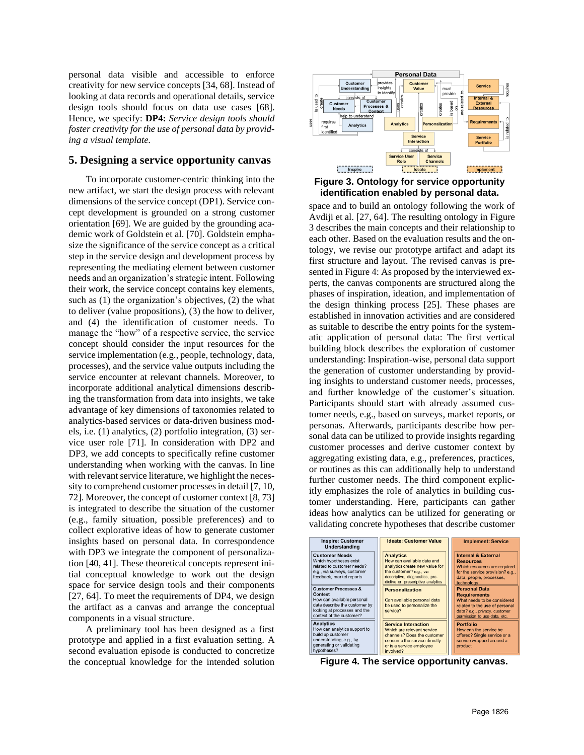personal data visible and accessible to enforce creativity for new service concepts [34, 68]. Instead of looking at data records and operational details, service design tools should focus on data use cases [68]. Hence, we specify: **DP4:** *Service design tools should foster creativity for the use of personal data by providing a visual template.*

## 5. Designing a service opportunity canvas

To incorporate customer-centric thinking into the new artifact, we start the design process with relevant dimensions of the service concept (DP1). Service concept development is grounded on a strong customer orientation [69]. We are guided by the grounding academic work of Goldstein et al. [70]. Goldstein emphasize the significance of the service concept as a critical step in the service design and development process by representing the mediating element between customer needs and an organization's strategic intent. Following their work, the service concept contains key elements, such as (1) the organization's objectives, (2) the what to deliver (value propositions), (3) the how to deliver, and (4) the identification of customer needs. To manage the "how" of a respective service, the service concept should consider the input resources for the service implementation (e.g., people, technology, data, processes), and the service value outputs including the service encounter at relevant channels. Moreover, to incorporate additional analytical dimensions describing the transformation from data into insights, we take advantage of key dimensions of taxonomies related to analytics-based services or data-driven business models, i.e. (1) analytics, (2) portfolio integration, (3) service user role [71]. In consideration with DP2 and DP3, we add concepts to specifically refine customer understanding when working with the canvas. In line with relevant service literature, we highlight the necessity to comprehend customer processes in detail [7, 10, 72]. Moreover, the concept of customer context [8, 73] is integrated to describe the situation of the customer (e.g., family situation, possible preferences) and to collect explorative ideas of how to generate customer insights based on personal data. In correspondence with DP3 we integrate the component of personalization [40, 41]. These theoretical concepts represent initial conceptual knowledge to work out the design space for service design tools and their components [27, 64]. To meet the requirements of DP4, we design the artifact as a canvas and arrange the conceptual components in a visual structure.

A preliminary tool has been designed as a first prototype and applied in a first evaluation setting. A second evaluation episode is conducted to concretize the conceptual knowledge for the intended solution space and to build an ontology following the work of Avdiji et al. [27, 64]. The resulting ontology in Figure 3 describes the main concepts and their relationship to each other. Based on the evaluation results and the ontology, we revise our prototype artifact and adapt its first structure and layout. The revised canvas is presented in Figure 4: As proposed by the interviewed experts, the canvas components are structured along the phases of inspiration, ideation, and implementation of the design thinking process [25]. These phases are established in innovation activities and are considered as suitable to describe the entry points for the systematic application of personal data: The first vertical building block describes the exploration of customer understanding: Inspiration-wise, personal data support the generation of customer understanding by providing insights to understand customer needs, processes, and further knowledge of the customer's situation. Participants should start with already assumed customer needs, e.g., based on surveys, market reports, or personas. Afterwards, participants describe how personal data can be utilized to provide insights regarding customer processes and derive customer context by aggregating existing data, e.g., preferences, practices, or routines as this can additionally help to understand further customer needs. The third component explicitly emphasizes the role of analytics in building customer understanding. Here, participants can gather ideas how analytics can be utilized for generating or validating concrete hypotheses that describe customer

**Figure 3. Ontology for service opportunity identification enabled by personal data.**

| Inspire: Customer Understanding | Ideate: Customer Value | Implement: Service |
| --- | --- | --- |
| **Customer Needs** Which hypotheses exist related to customer needs? e.g., via surveys, customer feedback, market reports | **Analytics** How can available data and analytics create new value for the customer? e.g., via descriptive, diagnostics, predictive or prescriptive analytics | **Internal & External Resources** Which resources are required for the service provision? e.g., data, people, processes, technology |
| **Customer Processes & Context** How can available personal data describe the customer by looking at processes and the context of the customer? | **Personalization** Can available personal data be used to personalize the service? | **Personal Data Requirements** What needs to be considered related to the use of personal data? e.g., privacy, customer permission to use data, etc. |
| **Analytics** How can analytics support to build up customer understanding, e.g., by generating or validating hypotheses? | **Service Interaction** Which are relevant service channels? Does the customer consume the service directly or is a service employee involved? | **Portfolio** How can the service be offered? Single service or a service wrapped around a product |

**Figure 4. The service opportunity canvas.**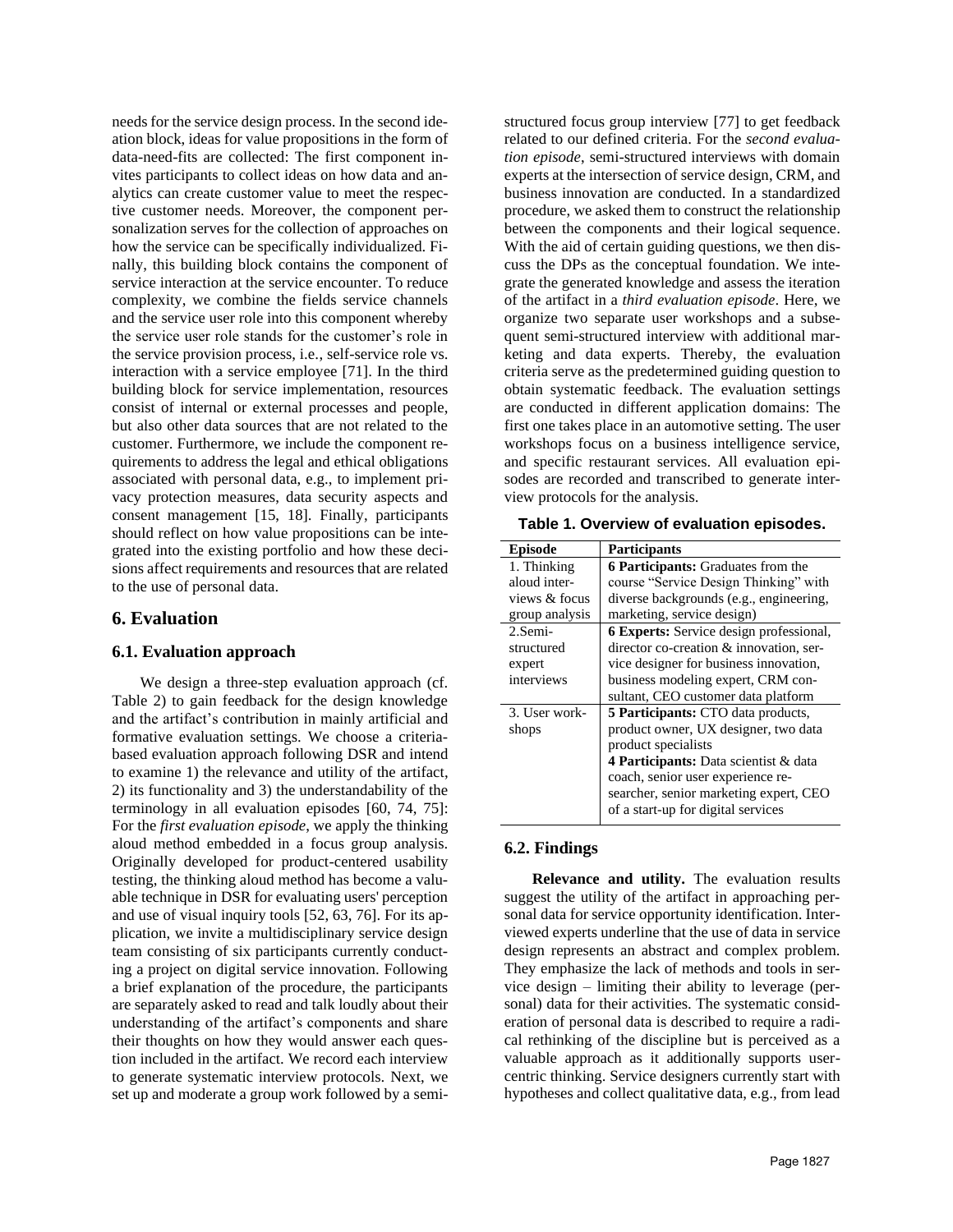needs for the service design process. In the second ideation block, ideas for value propositions in the form of data-need-fits are collected: The first component invites participants to collect ideas on how data and analytics can create customer value to meet the respective customer needs. Moreover, the component personalization serves for the collection of approaches on how the service can be specifically individualized. Finally, this building block contains the component of service interaction at the service encounter. To reduce complexity, we combine the fields service channels and the service user role into this component whereby the service user role stands for the customer's role in the service provision process, i.e., self-service role vs. interaction with a service employee [71]. In the third building block for service implementation, resources consist of internal or external processes and people, but also other data sources that are not related to the customer. Furthermore, we include the component requirements to address the legal and ethical obligations associated with personal data, e.g., to implement privacy protection measures, data security aspects and consent management [15, 18]. Finally, participants should reflect on how value propositions can be integrated into the existing portfolio and how these decisions affect requirements and resources that are related to the use of personal data.

## 6. Evaluation

### 6.1. Evaluation approach

We design a three-step evaluation approach (cf. Table 2) to gain feedback for the design knowledge and the artifact's contribution in mainly artificial and formative evaluation settings. We choose a criteria-based evaluation approach following DSR and intend to examine 1) the relevance and utility of the artifact, 2) its functionality and 3) the understandability of the terminology in all evaluation episodes [60, 74, 75]: For the *first evaluation episode*, we apply the thinking aloud method embedded in a focus group analysis. Originally developed for product-centered usability testing, the thinking aloud method has become a valuable technique in DSR for evaluating users' perception and use of visual inquiry tools [52, 63, 76]. For its application, we invite a multidisciplinary service design team consisting of six participants currently conducting a project on digital service innovation. Following a brief explanation of the procedure, the participants are separately asked to read and talk loudly about their understanding of the artifact's components and share their thoughts on how they would answer each question included in the artifact. We record each interview to generate systematic interview protocols. Next, we set up and moderate a group work followed by a semi-structured focus group interview [77] to get feedback related to our defined criteria. For the *second evaluation episode*, semi-structured interviews with domain experts at the intersection of service design, CRM, and business innovation are conducted. In a standardized procedure, we asked them to construct the relationship between the components and their logical sequence. With the aid of certain guiding questions, we then discuss the DPs as the conceptual foundation. We integrate the generated knowledge and assess the iteration of the artifact in a *third evaluation episode*. Here, we organize two separate user workshops and a subsequent semi-structured interview with additional marketing and data experts. Thereby, the evaluation criteria serve as the predetermined guiding question to obtain systematic feedback. The evaluation settings are conducted in different application domains: The first one takes place in an automotive setting. The user workshops focus on a business intelligence service, and specific restaurant services. All evaluation episodes are recorded and transcribed to generate interview protocols for the analysis.

**Table 1. Overview of evaluation episodes.**

| Episode | Participants |
|---|---|
| 1. Thinking aloud interviews & focus group analysis | **6 Participants:** Graduates from the course "Service Design Thinking" with diverse backgrounds (e.g., engineering, marketing, service design) |
| 2. Semi-structured expert interviews | **6 Experts:** Service design professional, director co-creation & innovation, service designer for business innovation, business modeling expert, CRM consultant, CEO customer data platform |
| 3. User workshops | **5 Participants:** CTO data products, product owner, UX designer, two data product specialists<br>**4 Participants:** Data scientist & data coach, senior user experience researcher, senior marketing expert, CEO of a start-up for digital services |

### 6.2. Findings

**Relevance and utility.** The evaluation results suggest the utility of the artifact in approaching personal data for service opportunity identification. Interviewed experts underline that the use of data in service design represents an abstract and complex problem. They emphasize the lack of methods and tools in service design – limiting their ability to leverage (personal) data for their activities. The systematic consideration of personal data is described to require a radical rethinking of the discipline but is perceived as a valuable approach as it additionally supports user-centric thinking. Service designers currently start with hypotheses and collect qualitative data, e.g., from lead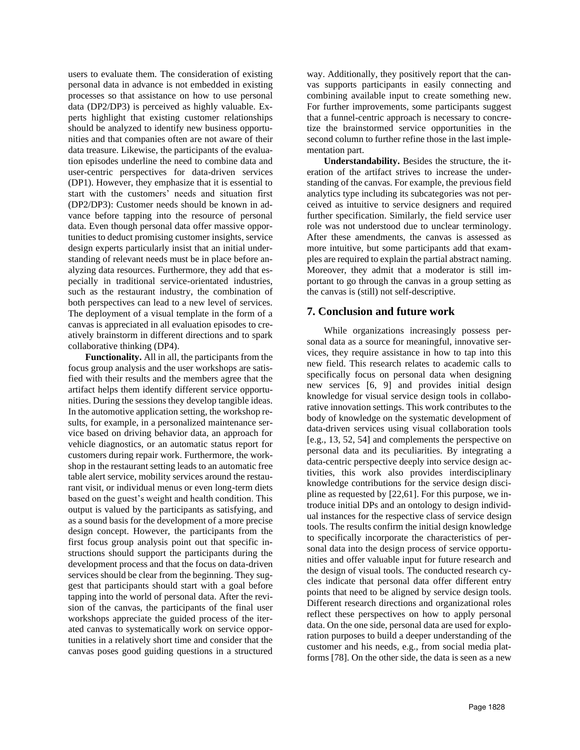users to evaluate them. The consideration of existing personal data in advance is not embedded in existing processes so that assistance on how to use personal data (DP2/DP3) is perceived as highly valuable. Experts highlight that existing customer relationships should be analyzed to identify new business opportunities and that companies often are not aware of their data treasure. Likewise, the participants of the evaluation episodes underline the need to combine data and user-centric perspectives for data-driven services (DP1). However, they emphasize that it is essential to start with the customers' needs and situation first (DP2/DP3): Customer needs should be known in advance before tapping into the resource of personal data. Even though personal data offer massive opportunities to deduct promising customer insights, service design experts particularly insist that an initial understanding of relevant needs must be in place before analyzing data resources. Furthermore, they add that especially in traditional service-orientated industries, such as the restaurant industry, the combination of both perspectives can lead to a new level of services. The deployment of a visual template in the form of a canvas is appreciated in all evaluation episodes to creatively brainstorm in different directions and to spark collaborative thinking (DP4).

**Functionality.** All in all, the participants from the focus group analysis and the user workshops are satisfied with their results and the members agree that the artifact helps them identify different service opportunities. During the sessions they develop tangible ideas. In the automotive application setting, the workshop results, for example, in a personalized maintenance service based on driving behavior data, an approach for vehicle diagnostics, or an automatic status report for customers during repair work. Furthermore, the workshop in the restaurant setting leads to an automatic free table alert service, mobility services around the restaurant visit, or individual menus or even long-term diets based on the guest's weight and health condition. This output is valued by the participants as satisfying, and as a sound basis for the development of a more precise design concept. However, the participants from the first focus group analysis point out that specific instructions should support the participants during the development process and that the focus on data-driven services should be clear from the beginning. They suggest that participants should start with a goal before tapping into the world of personal data. After the revision of the canvas, the participants of the final user workshops appreciate the guided process of the iterated canvas to systematically work on service opportunities in a relatively short time and consider that the canvas poses good guiding questions in a structured way. Additionally, they positively report that the canvas supports participants in easily connecting and combining available input to create something new. For further improvements, some participants suggest that a funnel-centric approach is necessary to concretize the brainstormed service opportunities in the second column to further refine those in the last implementation part.

**Understandability.** Besides the structure, the iteration of the artifact strives to increase the understanding of the canvas. For example, the previous field analytics type including its subcategories was not perceived as intuitive to service designers and required further specification. Similarly, the field service user role was not understood due to unclear terminology. After these amendments, the canvas is assessed as more intuitive, but some participants add that examples are required to explain the partial abstract naming. Moreover, they admit that a moderator is still important to go through the canvas in a group setting as the canvas is (still) not self-descriptive.

## 7. Conclusion and future work

While organizations increasingly possess personal data as a source for meaningful, innovative services, they require assistance in how to tap into this new field. This research relates to academic calls to specifically focus on personal data when designing new services [6, 9] and provides initial design knowledge for visual service design tools in collaborative innovation settings. This work contributes to the body of knowledge on the systematic development of data-driven services using visual collaboration tools [e.g., 13, 52, 54] and complements the perspective on personal data and its peculiarities. By integrating a data-centric perspective deeply into service design activities, this work also provides interdisciplinary knowledge contributions for the service design discipline as requested by [22,61]. For this purpose, we introduce initial DPs and an ontology to design individual instances for the respective class of service design tools. The results confirm the initial design knowledge to specifically incorporate the characteristics of personal data into the design process of service opportunities and offer valuable input for future research and the design of visual tools. The conducted research cycles indicate that personal data offer different entry points that need to be aligned by service design tools. Different research directions and organizational roles reflect these perspectives on how to apply personal data. On the one side, personal data are used for exploration purposes to build a deeper understanding of the customer and his needs, e.g., from social media platforms [78]. On the other side, the data is seen as a new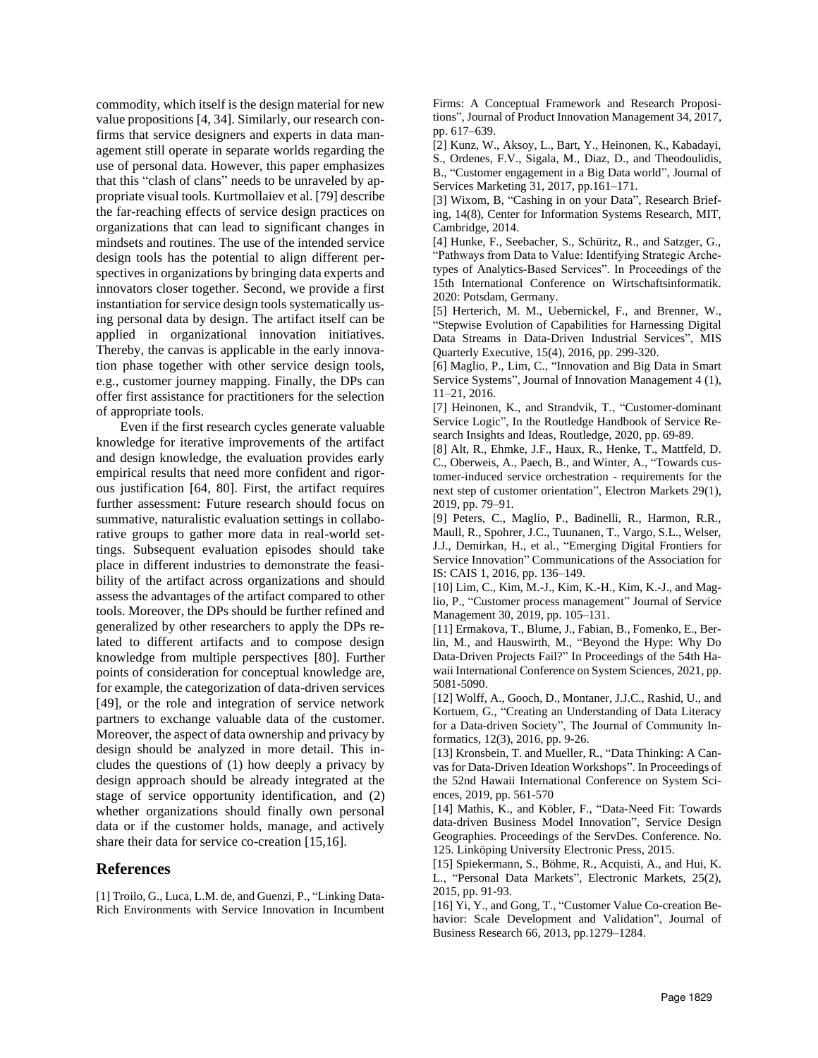commodity, which itself is the design material for new value propositions [4, 34]. Similarly, our research confirms that service designers and experts in data management still operate in separate worlds regarding the use of personal data. However, this paper emphasizes that this "clash of clans" needs to be unraveled by appropriate visual tools. Kurtmollaiev et al. [79] describe the far-reaching effects of service design practices on organizations that can lead to significant changes in mindsets and routines. The use of the intended service design tools has the potential to align different perspectives in organizations by bringing data experts and innovators closer together. Second, we provide a first instantiation for service design tools systematically using personal data by design. The artifact itself can be applied in organizational innovation initiatives. Thereby, the canvas is applicable in the early innovation phase together with other service design tools, e.g., customer journey mapping. Finally, the DPs can offer first assistance for practitioners for the selection of appropriate tools.

Even if the first research cycles generate valuable knowledge for iterative improvements of the artifact and design knowledge, the evaluation provides early empirical results that need more confident and rigorous justification [64, 80]. First, the artifact requires further assessment: Future research should focus on summative, naturalistic evaluation settings in collaborative groups to gather more data in real-world settings. Subsequent evaluation episodes should take place in different industries to demonstrate the feasibility of the artifact across organizations and should assess the advantages of the artifact compared to other tools. Moreover, the DPs should be further refined and generalized by other researchers to apply the DPs related to different artifacts and to compose design knowledge from multiple perspectives [80]. Further points of consideration for conceptual knowledge are, for example, the categorization of data-driven services [49], or the role and integration of service network partners to exchange valuable data of the customer. Moreover, the aspect of data ownership and privacy by design should be analyzed in more detail. This includes the questions of (1) how deeply a privacy by design approach should be already integrated at the stage of service opportunity identification, and (2) whether organizations should finally own personal data or if the customer holds, manage, and actively share their data for service co-creation [15,16].

## References

[1] Troilo, G., Luca, L.M. de, and Guenzi, P., "Linking Data-Rich Environments with Service Innovation in Incumbent Firms: A Conceptual Framework and Research Propositions", Journal of Product Innovation Management 34, 2017, pp. 617–639.

[2] Kunz, W., Aksoy, L., Bart, Y., Heinonen, K., Kabadayi, S., Ordenes, F.V., Sigala, M., Diaz, D., and Theodoulidis, B., "Customer engagement in a Big Data world", Journal of Services Marketing 31, 2017, pp.161–171.

[3] Wixom, B, "Cashing in on your Data", Research Briefing, 14(8), Center for Information Systems Research, MIT, Cambridge, 2014.

[4] Hunke, F., Seebacher, S., Schüritz, R., and Satzger, G., "Pathways from Data to Value: Identifying Strategic Archetypes of Analytics-Based Services". In Proceedings of the 15th International Conference on Wirtschaftsinformatik. 2020: Potsdam, Germany.

[5] Herterich, M. M., Uebernickel, F., and Brenner, W., "Stepwise Evolution of Capabilities for Harnessing Digital Data Streams in Data-Driven Industrial Services", MIS Quarterly Executive, 15(4), 2016, pp. 299-320.

[6] Maglio, P., Lim, C., "Innovation and Big Data in Smart Service Systems", Journal of Innovation Management 4 (1), 11–21, 2016.

[7] Heinonen, K., and Strandvik, T., "Customer-dominant Service Logic", In the Routledge Handbook of Service Research Insights and Ideas, Routledge, 2020, pp. 69-89.

[8] Alt, R., Ehmke, J.F., Haux, R., Henke, T., Mattfeld, D. C., Oberweis, A., Paech, B., and Winter, A., "Towards customer-induced service orchestration - requirements for the next step of customer orientation", Electron Markets 29(1), 2019, pp. 79–91.

[9] Peters, C., Maglio, P., Badinelli, R., Harmon, R.R., Maull, R., Spohrer, J.C., Tuunanen, T., Vargo, S.L., Welser, J.J., Demirkan, H., et al., "Emerging Digital Frontiers for Service Innovation" Communications of the Association for IS: CAIS 1, 2016, pp. 136–149.

[10] Lim, C., Kim, M.-J., Kim, K.-H., Kim, K.-J., and Maglio, P., "Customer process management" Journal of Service Management 30, 2019, pp. 105–131.

[11] Ermakova, T., Blume, J., Fabian, B., Fomenko, E., Berlin, M., and Hauswirth, M., "Beyond the Hype: Why Do Data-Driven Projects Fail?" In Proceedings of the 54th Hawaii International Conference on System Sciences, 2021, pp. 5081-5090.

[12] Wolff, A., Gooch, D., Montaner, J.J.C., Rashid, U., and Kortuem, G., "Creating an Understanding of Data Literacy for a Data-driven Society", The Journal of Community Informatics, 12(3), 2016, pp. 9-26.

[13] Kronsbein, T. and Mueller, R., "Data Thinking: A Canvas for Data-Driven Ideation Workshops". In Proceedings of the 52nd Hawaii International Conference on System Sciences, 2019, pp. 561-570

[14] Mathis, K., and Köbler, F., "Data-Need Fit: Towards data-driven Business Model Innovation", Service Design Geographies. Proceedings of the ServDes. Conference. No. 125. Linköping University Electronic Press, 2015.

[15] Spiekermann, S., Böhme, R., Acquisti, A., and Hui, K. L., "Personal Data Markets", Electronic Markets, 25(2), 2015, pp. 91-93.

[16] Yi, Y., and Gong, T., "Customer Value Co-creation Behavior: Scale Development and Validation", Journal of Business Research 66, 2013, pp.1279–1284.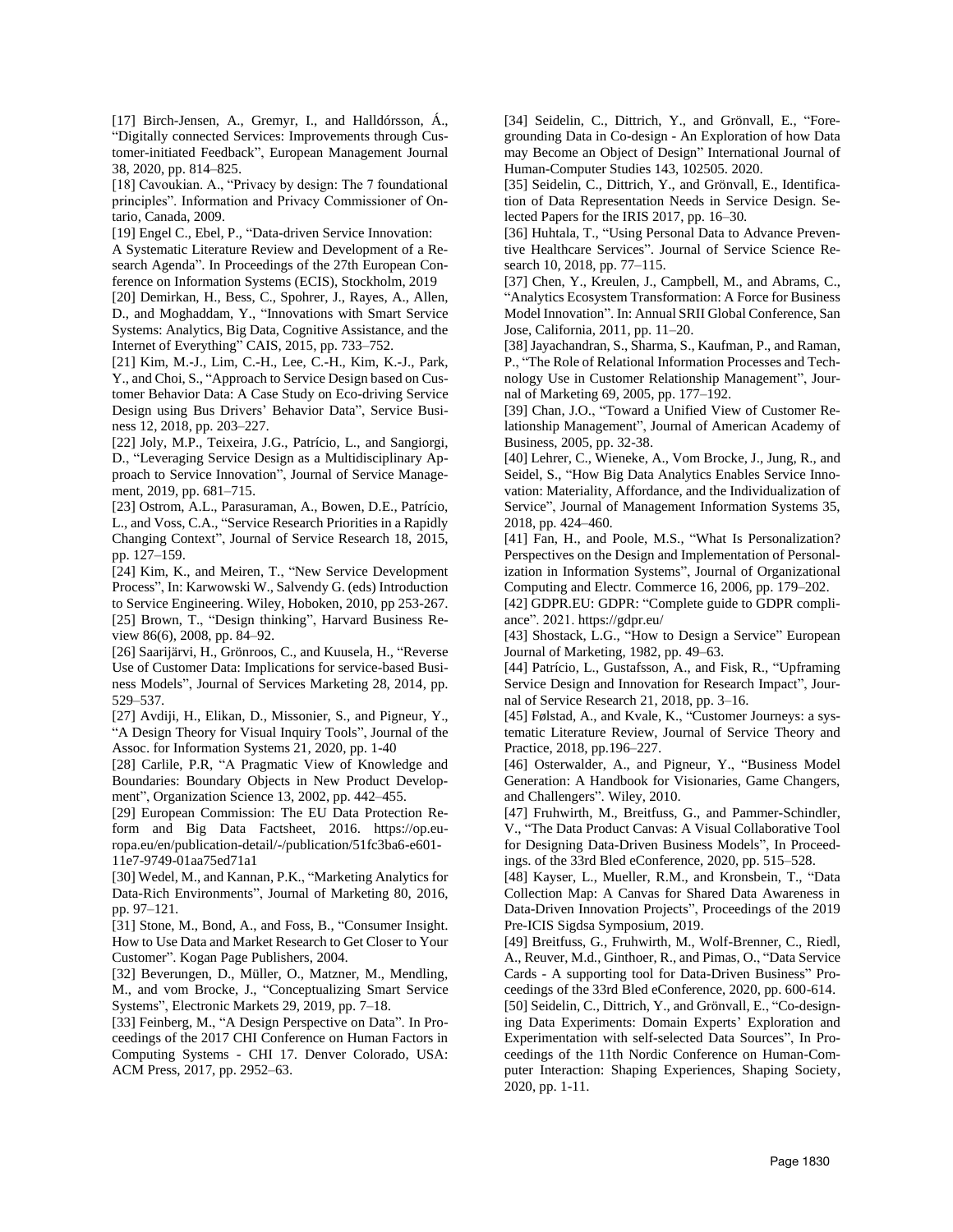[17] Birch-Jensen, A., Gremyr, I., and Halldórsson, Á., "Digitally connected Services: Improvements through Customer-initiated Feedback", European Management Journal 38, 2020, pp. 814–825.

[18] Cavoukian. A., "Privacy by design: The 7 foundational principles". Information and Privacy Commissioner of Ontario, Canada, 2009.

[19] Engel C., Ebel, P., "Data-driven Service Innovation: A Systematic Literature Review and Development of a Research Agenda". In Proceedings of the 27th European Conference on Information Systems (ECIS), Stockholm, 2019

[20] Demirkan, H., Bess, C., Spohrer, J., Rayes, A., Allen, D., and Moghaddam, Y., "Innovations with Smart Service Systems: Analytics, Big Data, Cognitive Assistance, and the Internet of Everything" CAIS, 2015, pp. 733–752.

[21] Kim, M.-J., Lim, C.-H., Lee, C.-H., Kim, K.-J., Park, Y., and Choi, S., "Approach to Service Design based on Customer Behavior Data: A Case Study on Eco-driving Service Design using Bus Drivers' Behavior Data", Service Business 12, 2018, pp. 203–227.

[22] Joly, M.P., Teixeira, J.G., Patrício, L., and Sangiorgi, D., "Leveraging Service Design as a Multidisciplinary Approach to Service Innovation", Journal of Service Management, 2019, pp. 681–715.

[23] Ostrom, A.L., Parasuraman, A., Bowen, D.E., Patrício, L., and Voss, C.A., "Service Research Priorities in a Rapidly Changing Context", Journal of Service Research 18, 2015, pp. 127–159.

[24] Kim, K., and Meiren, T., "New Service Development Process", In: Karwowski W., Salvendy G. (eds) Introduction to Service Engineering. Wiley, Hoboken, 2010, pp 253-267.

[25] Brown, T., "Design thinking", Harvard Business Review 86(6), 2008, pp. 84–92.

[26] Saarijärvi, H., Grönroos, C., and Kuusela, H., "Reverse Use of Customer Data: Implications for service-based Business Models", Journal of Services Marketing 28, 2014, pp. 529–537.

[27] Avdiji, H., Elikan, D., Missonier, S., and Pigneur, Y., "A Design Theory for Visual Inquiry Tools", Journal of the Assoc. for Information Systems 21, 2020, pp. 1-40

[28] Carlile, P.R, "A Pragmatic View of Knowledge and Boundaries: Boundary Objects in New Product Development", Organization Science 13, 2002, pp. 442–455.

[29] European Commission: The EU Data Protection Reform and Big Data Factsheet, 2016. https://op.europa.eu/en/publication-detail/-/publication/51fc3ba6-e601-11e7-9749-01aa75ed71a1

[30] Wedel, M., and Kannan, P.K., "Marketing Analytics for Data-Rich Environments", Journal of Marketing 80, 2016, pp. 97–121.

[31] Stone, M., Bond, A., and Foss, B., "Consumer Insight. How to Use Data and Market Research to Get Closer to Your Customer". Kogan Page Publishers, 2004.

[32] Beverungen, D., Müller, O., Matzner, M., Mendling, M., and vom Brocke, J., "Conceptualizing Smart Service Systems", Electronic Markets 29, 2019, pp. 7–18.

[33] Feinberg, M., "A Design Perspective on Data". In Proceedings of the 2017 CHI Conference on Human Factors in Computing Systems - CHI 17. Denver Colorado, USA: ACM Press, 2017, pp. 2952–63.

[34] Seidelin, C., Dittrich, Y., and Grönvall, E., "Foregrounding Data in Co-design - An Exploration of how Data may Become an Object of Design" International Journal of Human-Computer Studies 143, 102505. 2020.

[35] Seidelin, C., Dittrich, Y., and Grönvall, E., Identification of Data Representation Needs in Service Design. Selected Papers for the IRIS 2017, pp. 16–30.

[36] Huhtala, T., "Using Personal Data to Advance Preventive Healthcare Services". Journal of Service Science Research 10, 2018, pp. 77–115.

[37] Chen, Y., Kreulen, J., Campbell, M., and Abrams, C., "Analytics Ecosystem Transformation: A Force for Business Model Innovation". In: Annual SRII Global Conference, San Jose, California, 2011, pp. 11–20.

[38] Jayachandran, S., Sharma, S., Kaufman, P., and Raman, P., "The Role of Relational Information Processes and Technology Use in Customer Relationship Management", Journal of Marketing 69, 2005, pp. 177–192.

[39] Chan, J.O., "Toward a Unified View of Customer Relationship Management", Journal of American Academy of Business, 2005, pp. 32-38.

[40] Lehrer, C., Wieneke, A., Vom Brocke, J., Jung, R., and Seidel, S., "How Big Data Analytics Enables Service Innovation: Materiality, Affordance, and the Individualization of Service", Journal of Management Information Systems 35, 2018, pp. 424–460.

[41] Fan, H., and Poole, M.S., "What Is Personalization? Perspectives on the Design and Implementation of Personalization in Information Systems", Journal of Organizational Computing and Electr. Commerce 16, 2006, pp. 179–202.

[42] GDPR.EU: GDPR: "Complete guide to GDPR compliance". 2021. https://gdpr.eu/

[43] Shostack, L.G., "How to Design a Service" European Journal of Marketing, 1982, pp. 49–63.

[44] Patrício, L., Gustafsson, A., and Fisk, R., "Upframing Service Design and Innovation for Research Impact", Journal of Service Research 21, 2018, pp. 3–16.

[45] Følstad, A., and Kvale, K., "Customer Journeys: a systematic Literature Review, Journal of Service Theory and Practice, 2018, pp.196–227.

[46] Osterwalder, A., and Pigneur, Y., "Business Model Generation: A Handbook for Visionaries, Game Changers, and Challengers". Wiley, 2010.

[47] Fruhwirth, M., Breitfuss, G., and Pammer-Schindler, V., "The Data Product Canvas: A Visual Collaborative Tool for Designing Data-Driven Business Models", In Proceedings. of the 33rd Bled eConference, 2020, pp. 515–528.

[48] Kayser, L., Mueller, R.M., and Kronsbein, T., "Data Collection Map: A Canvas for Shared Data Awareness in Data-Driven Innovation Projects", Proceedings of the 2019 Pre-ICIS Sigdsa Symposium, 2019.

[49] Breitfuss, G., Fruhwirth, M., Wolf-Brenner, C., Riedl, A., Reuver, M.d., Ginthoer, R., and Pimas, O., "Data Service Cards - A supporting tool for Data-Driven Business" Proceedings of the 33rd Bled eConference, 2020, pp. 600-614.

[50] Seidelin, C., Dittrich, Y., and Grönvall, E., "Co-designing Data Experiments: Domain Experts' Exploration and Experimentation with self-selected Data Sources", In Proceedings of the 11th Nordic Conference on Human-Computer Interaction: Shaping Experiences, Shaping Society, 2020, pp. 1-11.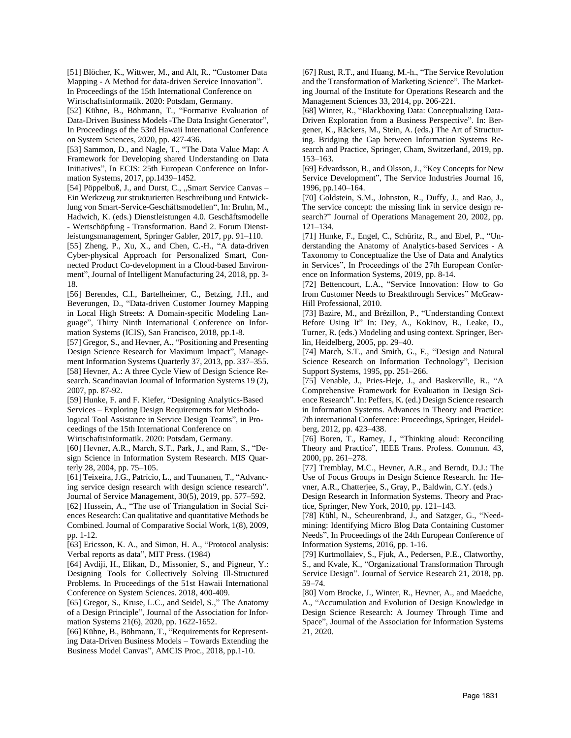[51] Blöcher, K., Wittwer, M., and Alt, R., "Customer Data Mapping - A Method for data-driven Service Innovation". In Proceedings of the 15th International Conference on Wirtschaftsinformatik. 2020: Potsdam, Germany.

[52] Kühne, B., Böhmann, T., "Formative Evaluation of Data-Driven Business Models -The Data Insight Generator", In Proceedings of the 53rd Hawaii International Conference on System Sciences, 2020, pp. 427-436.

[53] Sammon, D., and Nagle, T., "The Data Value Map: A Framework for Developing shared Understanding on Data Initiatives", In ECIS: 25th European Conference on Information Systems, 2017, pp.1439–1452.

[54] Pöppelbuß, J., and Durst, C., „Smart Service Canvas – Ein Werkzeug zur strukturierten Beschreibung und Entwicklung von Smart-Service-Geschäftsmodellen", In: Bruhn, M., Hadwich, K. (eds.) Dienstleistungen 4.0. Geschäftsmodelle - Wertschöpfung - Transformation. Band 2. Forum Dienstleistungsmanagement, Springer Gabler, 2017, pp. 91–110.

[55] Zheng, P., Xu, X., and Chen, C.-H., "A data-driven Cyber-physical Approach for Personalized Smart, Connected Product Co-development in a Cloud-based Environment", Journal of Intelligent Manufacturing 24, 2018, pp. 3-18.

[56] Berendes, C.I., Bartelheimer, C., Betzing, J.H., and Beverungen, D., "Data-driven Customer Journey Mapping in Local High Streets: A Domain-specific Modeling Language", Thirty Ninth International Conference on Information Systems (ICIS), San Francisco, 2018, pp.1-8.

[57] Gregor, S., and Hevner, A., "Positioning and Presenting Design Science Research for Maximum Impact", Management Information Systems Quarterly 37, 2013, pp. 337–355.

[58] Hevner, A.: A three Cycle View of Design Science Research. Scandinavian Journal of Information Systems 19 (2), 2007, pp. 87-92.

[59] Hunke, F. and F. Kiefer, "Designing Analytics-Based Services – Exploring Design Requirements for Methodological Tool Assistance in Service Design Teams", in Proceedings of the 15th International Conference on Wirtschaftsinformatik. 2020: Potsdam, Germany.

[60] Hevner, A.R., March, S.T., Park, J., and Ram, S., "Design Science in Information System Research. MIS Quarterly 28, 2004, pp. 75–105.

[61] Teixeira, J.G., Patrício, L., and Tuunanen, T., "Advancing service design research with design science research". Journal of Service Management, 30(5), 2019, pp. 577–592.

[62] Hussein, A., "The use of Triangulation in Social Sciences Research: Can qualitative and quantitative Methods be Combined. Journal of Comparative Social Work, 1(8), 2009, pp. 1-12.

[63] Ericsson, K. A., and Simon, H. A., "Protocol analysis: Verbal reports as data", MIT Press. (1984)

[64] Avdiji, H., Elikan, D., Missonier, S., and Pigneur, Y.: Designing Tools for Collectively Solving Ill-Structured Problems. In Proceedings of the 51st Hawaii International Conference on System Sciences. 2018, 400-409.

[65] Gregor, S., Kruse, L.C., and Seidel, S.," The Anatomy of a Design Principle", Journal of the Association for Information Systems 21(6), 2020, pp. 1622-1652.

[66] Kühne, B., Böhmann, T., "Requirements for Representing Data-Driven Business Models – Towards Extending the Business Model Canvas", AMCIS Proc., 2018, pp.1-10.

[67] Rust, R.T., and Huang, M.-h., "The Service Revolution and the Transformation of Marketing Science". The Marketing Journal of the Institute for Operations Research and the Management Sciences 33, 2014, pp. 206-221.

[68] Winter, R., "Blackboxing Data: Conceptualizing Data-Driven Exploration from a Business Perspective". In: Bergener, K., Räckers, M., Stein, A. (eds.) The Art of Structuring. Bridging the Gap between Information Systems Research and Practice, Springer, Cham, Switzerland, 2019, pp. 153–163.

[69] Edvardsson, B., and Olsson, J., "Key Concepts for New Service Development", The Service Industries Journal 16, 1996, pp.140–164.

[70] Goldstein, S.M., Johnston, R., Duffy, J., and Rao, J., The service concept: the missing link in service design research?" Journal of Operations Management 20, 2002, pp. 121–134.

[71] Hunke, F., Engel, C., Schüritz, R., and Ebel, P., "Understanding the Anatomy of Analytics-based Services - A Taxonomy to Conceptualize the Use of Data and Analytics in Services", In Proceedings of the 27th European Conference on Information Systems, 2019, pp. 8-14.

[72] Bettencourt, L.A., "Service Innovation: How to Go from Customer Needs to Breakthrough Services" McGraw-Hill Professional, 2010.

[73] Bazire, M., and Brézillon, P., "Understanding Context Before Using It" In: Dey, A., Kokinov, B., Leake, D., Turner, R. (eds.) Modeling and using context. Springer, Berlin, Heidelberg, 2005, pp. 29–40.

[74] March, S.T., and Smith, G., F., "Design and Natural Science Research on Information Technology", Decision Support Systems, 1995, pp. 251–266.

[75] Venable, J., Pries-Heje, J., and Baskerville, R., "A Comprehensive Framework for Evaluation in Design Science Research". In: Peffers, K. (ed.) Design Science research in Information Systems. Advances in Theory and Practice: 7th international Conference: Proceedings, Springer, Heidelberg, 2012, pp. 423–438.

[76] Boren, T., Ramey, J., "Thinking aloud: Reconciling Theory and Practice", IEEE Trans. Profess. Commun. 43, 2000, pp. 261–278.

[77] Tremblay, M.C., Hevner, A.R., and Berndt, D.J.: The Use of Focus Groups in Design Science Research. In: Hevner, A.R., Chatterjee, S., Gray, P., Baldwin, C.Y. (eds.) Design Research in Information Systems. Theory and Practice, Springer, New York, 2010, pp. 121–143.

[78] Kühl, N., Scheurenbrand, J., and Satzger, G., "Needmining: Identifying Micro Blog Data Containing Customer Needs", In Proceedings of the 24th European Conference of Information Systems, 2016, pp. 1-16.

[79] Kurtmollaiev, S., Fjuk, A., Pedersen, P.E., Clatworthy, S., and Kvale, K., "Organizational Transformation Through Service Design". Journal of Service Research 21, 2018, pp. 59–74.

[80] Vom Brocke, J., Winter, R., Hevner, A., and Maedche, A., "Accumulation and Evolution of Design Knowledge in Design Science Research: A Journey Through Time and Space", Journal of the Association for Information Systems 21, 2020.